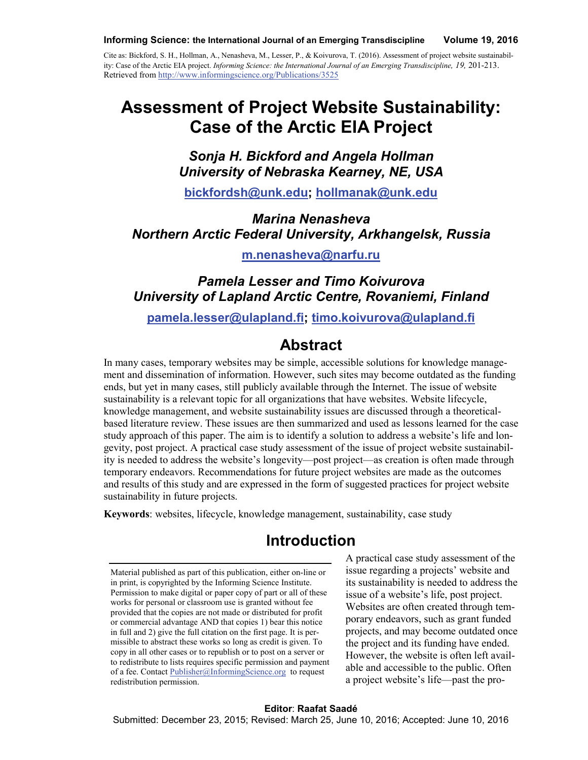Cite as: Bickford, S. H., Hollman, A., Nenasheva, M., Lesser, P., & Koivurova, T. (2016). Assessment of project website sustainability: Case of the Arctic EIA project. *Informing Science: the International Journal of an Emerging Transdiscipline, 19,* 201-213. Retrieved from http://www.informingscience.org/Publications/3525

# Assessment of Project Website Sustainability: Case of the Arctic EIA Project

***Sonja H. Bickford and Angela Hollman***
***University of Nebraska Kearney, NE, USA***

**bickfordsh@unk.edu; hollmanak@unk.edu**

***Marina Nenasheva***
***Northern Arctic Federal University, Arkhangelsk, Russia***

**m.nenasheva@narfu.ru**

***Pamela Lesser and Timo Koivurova***
***University of Lapland Arctic Centre, Rovaniemi, Finland***

**pamela.lesser@ulapland.fi; timo.koivurova@ulapland.fi**

## Abstract

In many cases, temporary websites may be simple, accessible solutions for knowledge management and dissemination of information. However, such sites may become outdated as the funding ends, but yet in many cases, still publicly available through the Internet. The issue of website sustainability is a relevant topic for all organizations that have websites. Website lifecycle, knowledge management, and website sustainability issues are discussed through a theoretical-based literature review. These issues are then summarized and used as lessons learned for the case study approach of this paper. The aim is to identify a solution to address a website's life and longevity, post project. A practical case study assessment of the issue of project website sustainability is needed to address the website's longevity—post project—as creation is often made through temporary endeavors. Recommendations for future project websites are made as the outcomes and results of this study and are expressed in the form of suggested practices for project website sustainability in future projects.

**Keywords**: websites, lifecycle, knowledge management, sustainability, case study

## Introduction

A practical case study assessment of the issue regarding a projects' website and its sustainability is needed to address the issue of a website's life, post project. Websites are often created through temporary endeavors, such as grant funded projects, and may become outdated once the project and its funding have ended. However, the website is often left available and accessible to the public. Often a project website's life—past the pro-

Material published as part of this publication, either on-line or in print, is copyrighted by the Informing Science Institute. Permission to make digital or paper copy of part or all of these works for personal or classroom use is granted without fee provided that the copies are not made or distributed for profit or commercial advantage AND that copies 1) bear this notice in full and 2) give the full citation on the first page. It is permissible to abstract these works so long as credit is given. To copy in all other cases or to republish or to post on a server or to redistribute to lists requires specific permission and payment of a fee. Contact Publisher@InformingScience.org to request redistribution permission.

**Editor**: **Raafat Saadé**
Submitted: December 23, 2015; Revised: March 25, June 10, 2016; Accepted: June 10, 2016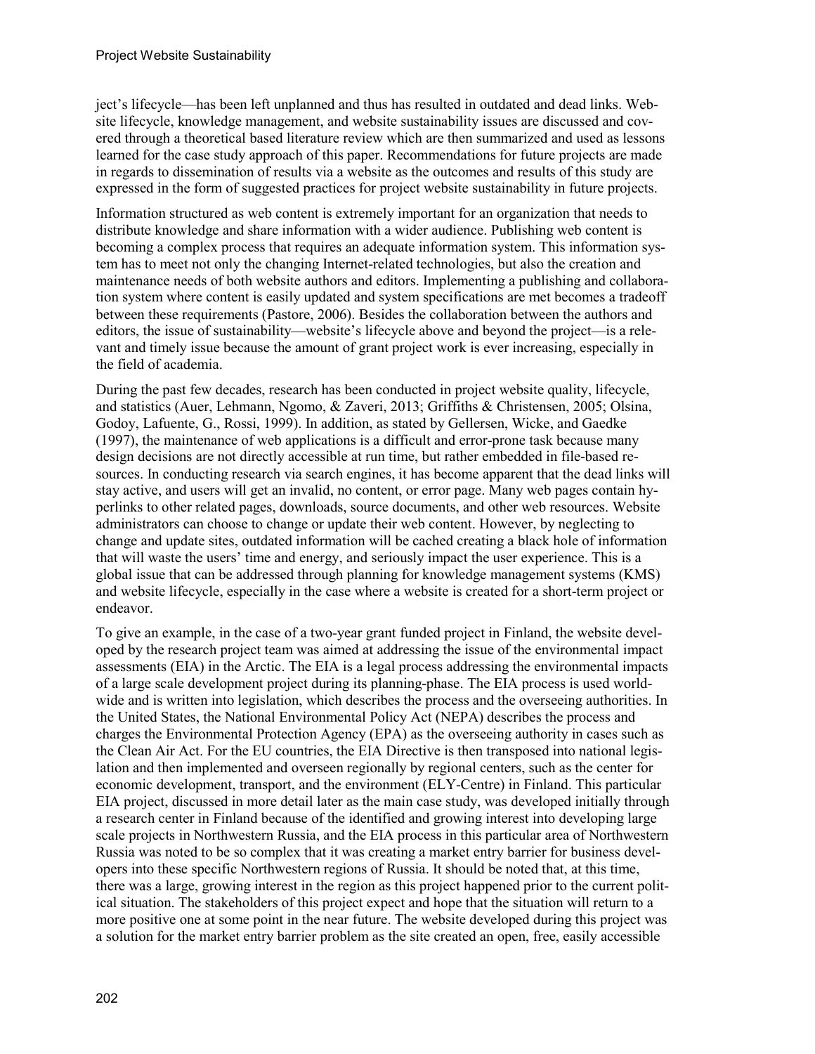ject's lifecycle—has been left unplanned and thus has resulted in outdated and dead links. Website lifecycle, knowledge management, and website sustainability issues are discussed and covered through a theoretical based literature review which are then summarized and used as lessons learned for the case study approach of this paper. Recommendations for future projects are made in regards to dissemination of results via a website as the outcomes and results of this study are expressed in the form of suggested practices for project website sustainability in future projects.

Information structured as web content is extremely important for an organization that needs to distribute knowledge and share information with a wider audience. Publishing web content is becoming a complex process that requires an adequate information system. This information system has to meet not only the changing Internet-related technologies, but also the creation and maintenance needs of both website authors and editors. Implementing a publishing and collaboration system where content is easily updated and system specifications are met becomes a tradeoff between these requirements (Pastore, 2006). Besides the collaboration between the authors and editors, the issue of sustainability—website's lifecycle above and beyond the project—is a relevant and timely issue because the amount of grant project work is ever increasing, especially in the field of academia.

During the past few decades, research has been conducted in project website quality, lifecycle, and statistics (Auer, Lehmann, Ngomo, & Zaveri, 2013; Griffiths & Christensen, 2005; Olsina, Godoy, Lafuente, G., Rossi, 1999). In addition, as stated by Gellersen, Wicke, and Gaedke (1997), the maintenance of web applications is a difficult and error-prone task because many design decisions are not directly accessible at run time, but rather embedded in file-based resources. In conducting research via search engines, it has become apparent that the dead links will stay active, and users will get an invalid, no content, or error page. Many web pages contain hyperlinks to other related pages, downloads, source documents, and other web resources. Website administrators can choose to change or update their web content. However, by neglecting to change and update sites, outdated information will be cached creating a black hole of information that will waste the users' time and energy, and seriously impact the user experience. This is a global issue that can be addressed through planning for knowledge management systems (KMS) and website lifecycle, especially in the case where a website is created for a short-term project or endeavor.

To give an example, in the case of a two-year grant funded project in Finland, the website developed by the research project team was aimed at addressing the issue of the environmental impact assessments (EIA) in the Arctic. The EIA is a legal process addressing the environmental impacts of a large scale development project during its planning-phase. The EIA process is used worldwide and is written into legislation, which describes the process and the overseeing authorities. In the United States, the National Environmental Policy Act (NEPA) describes the process and charges the Environmental Protection Agency (EPA) as the overseeing authority in cases such as the Clean Air Act. For the EU countries, the EIA Directive is then transposed into national legislation and then implemented and overseen regionally by regional centers, such as the center for economic development, transport, and the environment (ELY-Centre) in Finland. This particular EIA project, discussed in more detail later as the main case study, was developed initially through a research center in Finland because of the identified and growing interest into developing large scale projects in Northwestern Russia, and the EIA process in this particular area of Northwestern Russia was noted to be so complex that it was creating a market entry barrier for business developers into these specific Northwestern regions of Russia. It should be noted that, at this time, there was a large, growing interest in the region as this project happened prior to the current political situation. The stakeholders of this project expect and hope that the situation will return to a more positive one at some point in the near future. The website developed during this project was a solution for the market entry barrier problem as the site created an open, free, easily accessible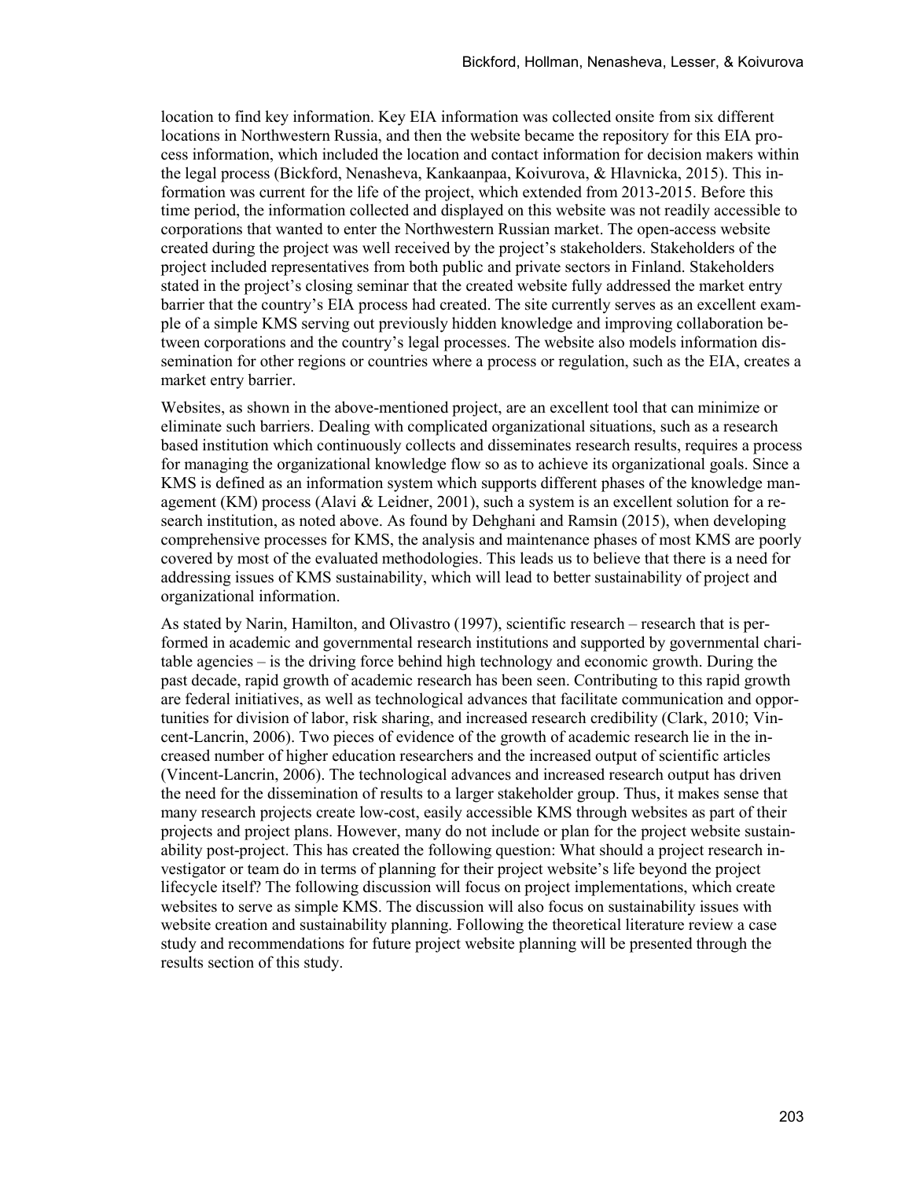location to find key information. Key EIA information was collected onsite from six different locations in Northwestern Russia, and then the website became the repository for this EIA process information, which included the location and contact information for decision makers within the legal process (Bickford, Nenasheva, Kankaanpaa, Koivurova, & Hlavnicka, 2015). This information was current for the life of the project, which extended from 2013-2015. Before this time period, the information collected and displayed on this website was not readily accessible to corporations that wanted to enter the Northwestern Russian market. The open-access website created during the project was well received by the project's stakeholders. Stakeholders of the project included representatives from both public and private sectors in Finland. Stakeholders stated in the project's closing seminar that the created website fully addressed the market entry barrier that the country's EIA process had created. The site currently serves as an excellent example of a simple KMS serving out previously hidden knowledge and improving collaboration between corporations and the country's legal processes. The website also models information dissemination for other regions or countries where a process or regulation, such as the EIA, creates a market entry barrier.

Websites, as shown in the above-mentioned project, are an excellent tool that can minimize or eliminate such barriers. Dealing with complicated organizational situations, such as a research based institution which continuously collects and disseminates research results, requires a process for managing the organizational knowledge flow so as to achieve its organizational goals. Since a KMS is defined as an information system which supports different phases of the knowledge management (KM) process (Alavi & Leidner, 2001), such a system is an excellent solution for a research institution, as noted above. As found by Dehghani and Ramsin (2015), when developing comprehensive processes for KMS, the analysis and maintenance phases of most KMS are poorly covered by most of the evaluated methodologies. This leads us to believe that there is a need for addressing issues of KMS sustainability, which will lead to better sustainability of project and organizational information.

As stated by Narin, Hamilton, and Olivastro (1997), scientific research – research that is performed in academic and governmental research institutions and supported by governmental charitable agencies – is the driving force behind high technology and economic growth. During the past decade, rapid growth of academic research has been seen. Contributing to this rapid growth are federal initiatives, as well as technological advances that facilitate communication and opportunities for division of labor, risk sharing, and increased research credibility (Clark, 2010; Vincent-Lancrin, 2006). Two pieces of evidence of the growth of academic research lie in the increased number of higher education researchers and the increased output of scientific articles (Vincent-Lancrin, 2006). The technological advances and increased research output has driven the need for the dissemination of results to a larger stakeholder group. Thus, it makes sense that many research projects create low-cost, easily accessible KMS through websites as part of their projects and project plans. However, many do not include or plan for the project website sustainability post-project. This has created the following question: What should a project research investigator or team do in terms of planning for their project website's life beyond the project lifecycle itself? The following discussion will focus on project implementations, which create websites to serve as simple KMS. The discussion will also focus on sustainability issues with website creation and sustainability planning. Following the theoretical literature review a case study and recommendations for future project website planning will be presented through the results section of this study.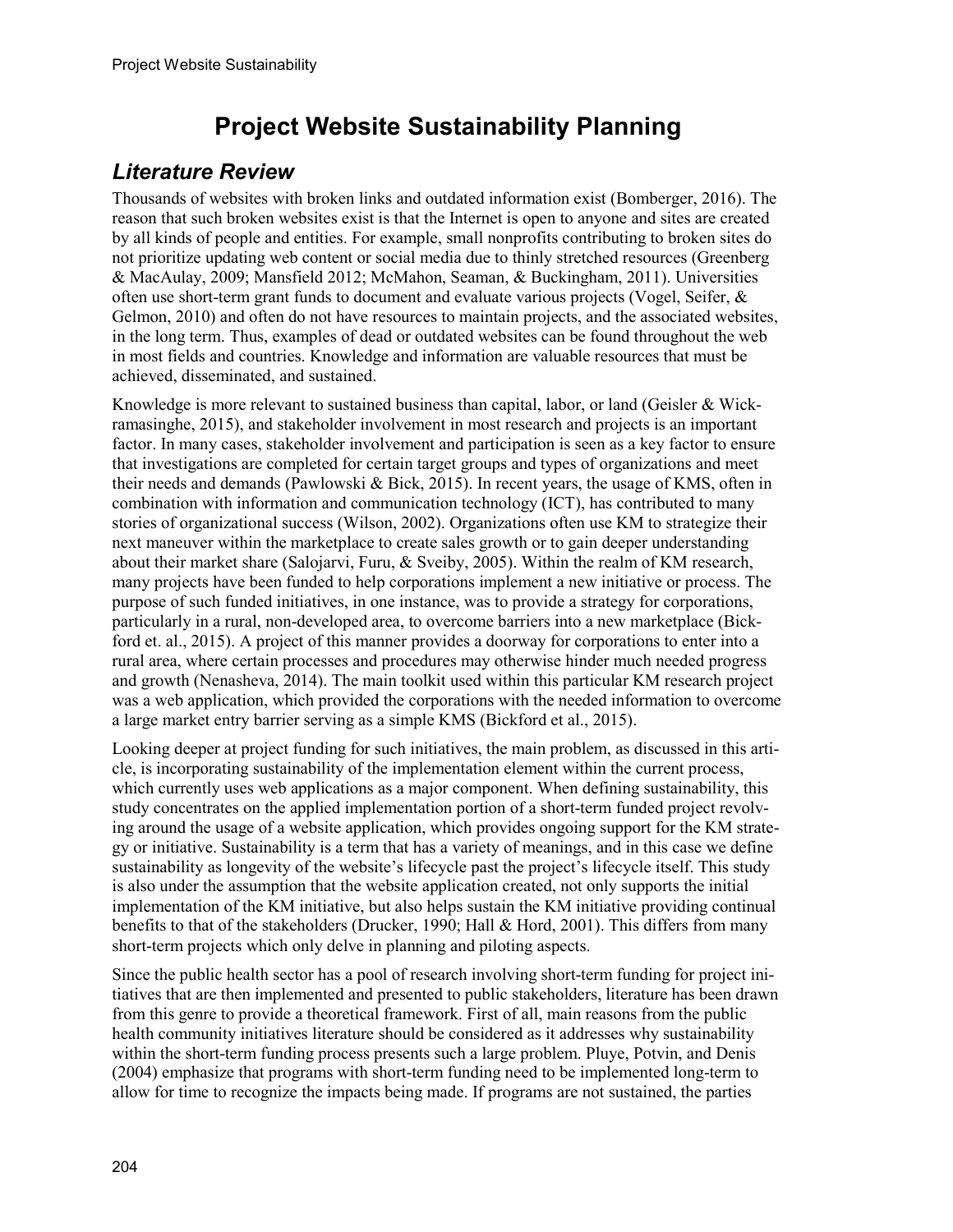# Project Website Sustainability Planning

## *Literature Review*

Thousands of websites with broken links and outdated information exist (Bomberger, 2016). The reason that such broken websites exist is that the Internet is open to anyone and sites are created by all kinds of people and entities. For example, small nonprofits contributing to broken sites do not prioritize updating web content or social media due to thinly stretched resources (Greenberg & MacAulay, 2009; Mansfield 2012; McMahon, Seaman, & Buckingham, 2011). Universities often use short-term grant funds to document and evaluate various projects (Vogel, Seifer, & Gelmon, 2010) and often do not have resources to maintain projects, and the associated websites, in the long term. Thus, examples of dead or outdated websites can be found throughout the web in most fields and countries. Knowledge and information are valuable resources that must be achieved, disseminated, and sustained.

Knowledge is more relevant to sustained business than capital, labor, or land (Geisler & Wickramasinghe, 2015), and stakeholder involvement in most research and projects is an important factor. In many cases, stakeholder involvement and participation is seen as a key factor to ensure that investigations are completed for certain target groups and types of organizations and meet their needs and demands (Pawlowski & Bick, 2015). In recent years, the usage of KMS, often in combination with information and communication technology (ICT), has contributed to many stories of organizational success (Wilson, 2002). Organizations often use KM to strategize their next maneuver within the marketplace to create sales growth or to gain deeper understanding about their market share (Salojarvi, Furu, & Sveiby, 2005). Within the realm of KM research, many projects have been funded to help corporations implement a new initiative or process. The purpose of such funded initiatives, in one instance, was to provide a strategy for corporations, particularly in a rural, non-developed area, to overcome barriers into a new marketplace (Bickford et. al., 2015). A project of this manner provides a doorway for corporations to enter into a rural area, where certain processes and procedures may otherwise hinder much needed progress and growth (Nenasheva, 2014). The main toolkit used within this particular KM research project was a web application, which provided the corporations with the needed information to overcome a large market entry barrier serving as a simple KMS (Bickford et al., 2015).

Looking deeper at project funding for such initiatives, the main problem, as discussed in this article, is incorporating sustainability of the implementation element within the current process, which currently uses web applications as a major component. When defining sustainability, this study concentrates on the applied implementation portion of a short-term funded project revolving around the usage of a website application, which provides ongoing support for the KM strategy or initiative. Sustainability is a term that has a variety of meanings, and in this case we define sustainability as longevity of the website's lifecycle past the project's lifecycle itself. This study is also under the assumption that the website application created, not only supports the initial implementation of the KM initiative, but also helps sustain the KM initiative providing continual benefits to that of the stakeholders (Drucker, 1990; Hall & Hord, 2001). This differs from many short-term projects which only delve in planning and piloting aspects.

Since the public health sector has a pool of research involving short-term funding for project initiatives that are then implemented and presented to public stakeholders, literature has been drawn from this genre to provide a theoretical framework. First of all, main reasons from the public health community initiatives literature should be considered as it addresses why sustainability within the short-term funding process presents such a large problem. Pluye, Potvin, and Denis (2004) emphasize that programs with short-term funding need to be implemented long-term to allow for time to recognize the impacts being made. If programs are not sustained, the parties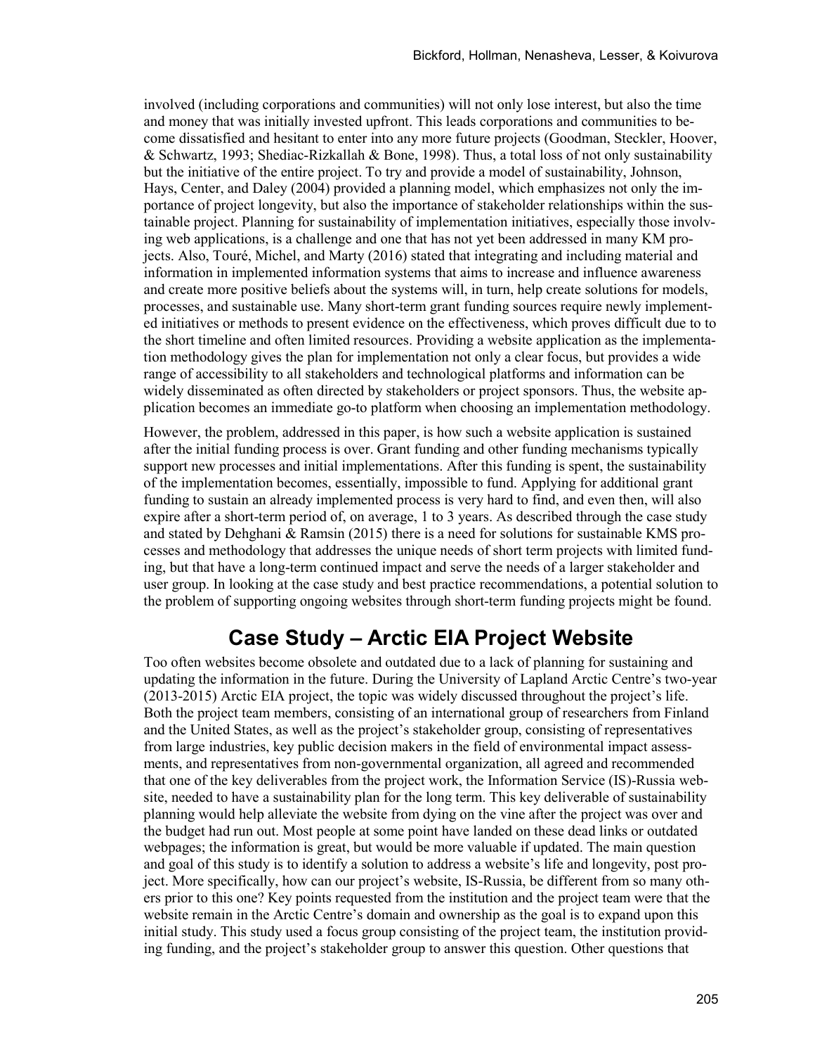involved (including corporations and communities) will not only lose interest, but also the time and money that was initially invested upfront. This leads corporations and communities to become dissatisfied and hesitant to enter into any more future projects (Goodman, Steckler, Hoover, & Schwartz, 1993; Shediac-Rizkallah & Bone, 1998). Thus, a total loss of not only sustainability but the initiative of the entire project. To try and provide a model of sustainability, Johnson, Hays, Center, and Daley (2004) provided a planning model, which emphasizes not only the importance of project longevity, but also the importance of stakeholder relationships within the sustainable project. Planning for sustainability of implementation initiatives, especially those involving web applications, is a challenge and one that has not yet been addressed in many KM projects. Also, Touré, Michel, and Marty (2016) stated that integrating and including material and information in implemented information systems that aims to increase and influence awareness and create more positive beliefs about the systems will, in turn, help create solutions for models, processes, and sustainable use. Many short-term grant funding sources require newly implemented initiatives or methods to present evidence on the effectiveness, which proves difficult due to to the short timeline and often limited resources. Providing a website application as the implementation methodology gives the plan for implementation not only a clear focus, but provides a wide range of accessibility to all stakeholders and technological platforms and information can be widely disseminated as often directed by stakeholders or project sponsors. Thus, the website application becomes an immediate go-to platform when choosing an implementation methodology.

However, the problem, addressed in this paper, is how such a website application is sustained after the initial funding process is over. Grant funding and other funding mechanisms typically support new processes and initial implementations. After this funding is spent, the sustainability of the implementation becomes, essentially, impossible to fund. Applying for additional grant funding to sustain an already implemented process is very hard to find, and even then, will also expire after a short-term period of, on average, 1 to 3 years. As described through the case study and stated by Dehghani & Ramsin (2015) there is a need for solutions for sustainable KMS processes and methodology that addresses the unique needs of short term projects with limited funding, but that have a long-term continued impact and serve the needs of a larger stakeholder and user group. In looking at the case study and best practice recommendations, a potential solution to the problem of supporting ongoing websites through short-term funding projects might be found.

## Case Study – Arctic EIA Project Website

Too often websites become obsolete and outdated due to a lack of planning for sustaining and updating the information in the future. During the University of Lapland Arctic Centre's two-year (2013-2015) Arctic EIA project, the topic was widely discussed throughout the project's life. Both the project team members, consisting of an international group of researchers from Finland and the United States, as well as the project's stakeholder group, consisting of representatives from large industries, key public decision makers in the field of environmental impact assessments, and representatives from non-governmental organization, all agreed and recommended that one of the key deliverables from the project work, the Information Service (IS)-Russia website, needed to have a sustainability plan for the long term. This key deliverable of sustainability planning would help alleviate the website from dying on the vine after the project was over and the budget had run out. Most people at some point have landed on these dead links or outdated webpages; the information is great, but would be more valuable if updated. The main question and goal of this study is to identify a solution to address a website's life and longevity, post project. More specifically, how can our project's website, IS-Russia, be different from so many others prior to this one? Key points requested from the institution and the project team were that the website remain in the Arctic Centre's domain and ownership as the goal is to expand upon this initial study. This study used a focus group consisting of the project team, the institution providing funding, and the project's stakeholder group to answer this question. Other questions that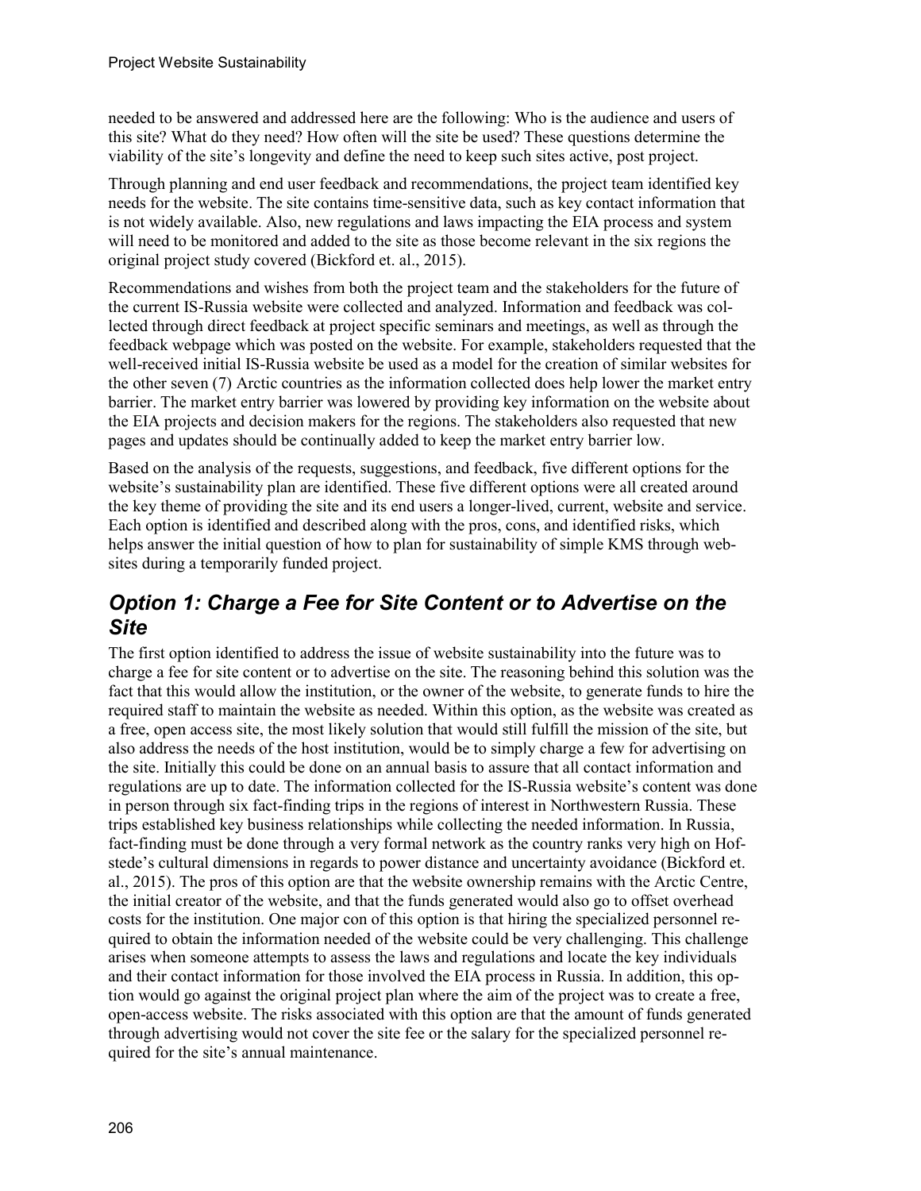needed to be answered and addressed here are the following: Who is the audience and users of this site? What do they need? How often will the site be used? These questions determine the viability of the site's longevity and define the need to keep such sites active, post project.

Through planning and end user feedback and recommendations, the project team identified key needs for the website. The site contains time-sensitive data, such as key contact information that is not widely available. Also, new regulations and laws impacting the EIA process and system will need to be monitored and added to the site as those become relevant in the six regions the original project study covered (Bickford et. al., 2015).

Recommendations and wishes from both the project team and the stakeholders for the future of the current IS-Russia website were collected and analyzed. Information and feedback was collected through direct feedback at project specific seminars and meetings, as well as through the feedback webpage which was posted on the website. For example, stakeholders requested that the well-received initial IS-Russia website be used as a model for the creation of similar websites for the other seven (7) Arctic countries as the information collected does help lower the market entry barrier. The market entry barrier was lowered by providing key information on the website about the EIA projects and decision makers for the regions. The stakeholders also requested that new pages and updates should be continually added to keep the market entry barrier low.

Based on the analysis of the requests, suggestions, and feedback, five different options for the website's sustainability plan are identified. These five different options were all created around the key theme of providing the site and its end users a longer-lived, current, website and service. Each option is identified and described along with the pros, cons, and identified risks, which helps answer the initial question of how to plan for sustainability of simple KMS through websites during a temporarily funded project.

## *Option 1: Charge a Fee for Site Content or to Advertise on the Site*

The first option identified to address the issue of website sustainability into the future was to charge a fee for site content or to advertise on the site. The reasoning behind this solution was the fact that this would allow the institution, or the owner of the website, to generate funds to hire the required staff to maintain the website as needed. Within this option, as the website was created as a free, open access site, the most likely solution that would still fulfill the mission of the site, but also address the needs of the host institution, would be to simply charge a few for advertising on the site. Initially this could be done on an annual basis to assure that all contact information and regulations are up to date. The information collected for the IS-Russia website's content was done in person through six fact-finding trips in the regions of interest in Northwestern Russia. These trips established key business relationships while collecting the needed information. In Russia, fact-finding must be done through a very formal network as the country ranks very high on Hofstede's cultural dimensions in regards to power distance and uncertainty avoidance (Bickford et. al., 2015). The pros of this option are that the website ownership remains with the Arctic Centre, the initial creator of the website, and that the funds generated would also go to offset overhead costs for the institution. One major con of this option is that hiring the specialized personnel required to obtain the information needed of the website could be very challenging. This challenge arises when someone attempts to assess the laws and regulations and locate the key individuals and their contact information for those involved the EIA process in Russia. In addition, this option would go against the original project plan where the aim of the project was to create a free, open-access website. The risks associated with this option are that the amount of funds generated through advertising would not cover the site fee or the salary for the specialized personnel required for the site's annual maintenance.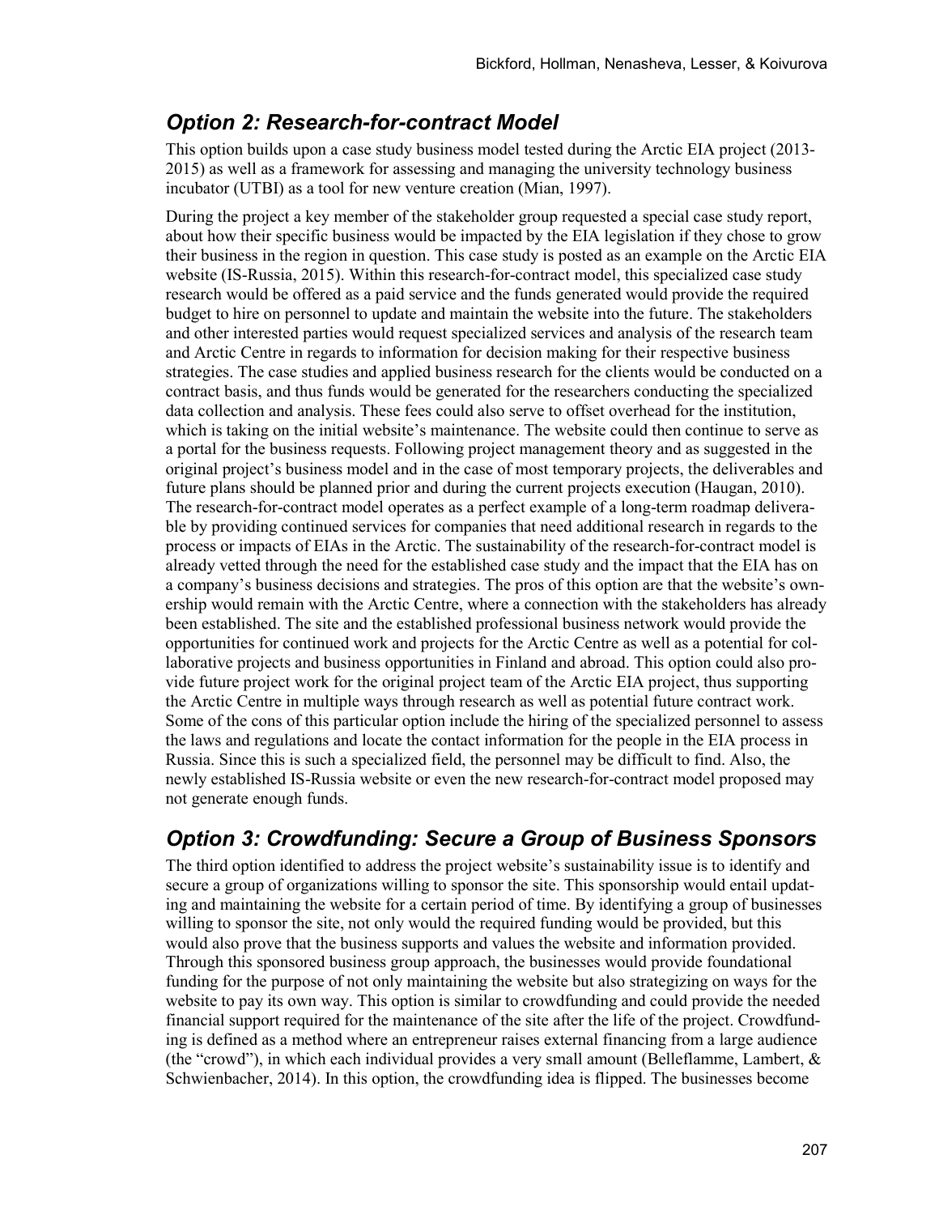## *Option 2: Research-for-contract Model*

This option builds upon a case study business model tested during the Arctic EIA project (2013-2015) as well as a framework for assessing and managing the university technology business incubator (UTBI) as a tool for new venture creation (Mian, 1997).

During the project a key member of the stakeholder group requested a special case study report, about how their specific business would be impacted by the EIA legislation if they chose to grow their business in the region in question. This case study is posted as an example on the Arctic EIA website (IS-Russia, 2015). Within this research-for-contract model, this specialized case study research would be offered as a paid service and the funds generated would provide the required budget to hire on personnel to update and maintain the website into the future. The stakeholders and other interested parties would request specialized services and analysis of the research team and Arctic Centre in regards to information for decision making for their respective business strategies. The case studies and applied business research for the clients would be conducted on a contract basis, and thus funds would be generated for the researchers conducting the specialized data collection and analysis. These fees could also serve to offset overhead for the institution, which is taking on the initial website's maintenance. The website could then continue to serve as a portal for the business requests. Following project management theory and as suggested in the original project's business model and in the case of most temporary projects, the deliverables and future plans should be planned prior and during the current projects execution (Haugan, 2010). The research-for-contract model operates as a perfect example of a long-term roadmap deliverable by providing continued services for companies that need additional research in regards to the process or impacts of EIAs in the Arctic. The sustainability of the research-for-contract model is already vetted through the need for the established case study and the impact that the EIA has on a company's business decisions and strategies. The pros of this option are that the website's ownership would remain with the Arctic Centre, where a connection with the stakeholders has already been established. The site and the established professional business network would provide the opportunities for continued work and projects for the Arctic Centre as well as a potential for collaborative projects and business opportunities in Finland and abroad. This option could also provide future project work for the original project team of the Arctic EIA project, thus supporting the Arctic Centre in multiple ways through research as well as potential future contract work. Some of the cons of this particular option include the hiring of the specialized personnel to assess the laws and regulations and locate the contact information for the people in the EIA process in Russia. Since this is such a specialized field, the personnel may be difficult to find. Also, the newly established IS-Russia website or even the new research-for-contract model proposed may not generate enough funds.

## *Option 3: Crowdfunding: Secure a Group of Business Sponsors*

The third option identified to address the project website's sustainability issue is to identify and secure a group of organizations willing to sponsor the site. This sponsorship would entail updating and maintaining the website for a certain period of time. By identifying a group of businesses willing to sponsor the site, not only would the required funding would be provided, but this would also prove that the business supports and values the website and information provided. Through this sponsored business group approach, the businesses would provide foundational funding for the purpose of not only maintaining the website but also strategizing on ways for the website to pay its own way. This option is similar to crowdfunding and could provide the needed financial support required for the maintenance of the site after the life of the project. Crowdfunding is defined as a method where an entrepreneur raises external financing from a large audience (the "crowd"), in which each individual provides a very small amount (Belleflamme, Lambert, & Schwienbacher, 2014). In this option, the crowdfunding idea is flipped. The businesses become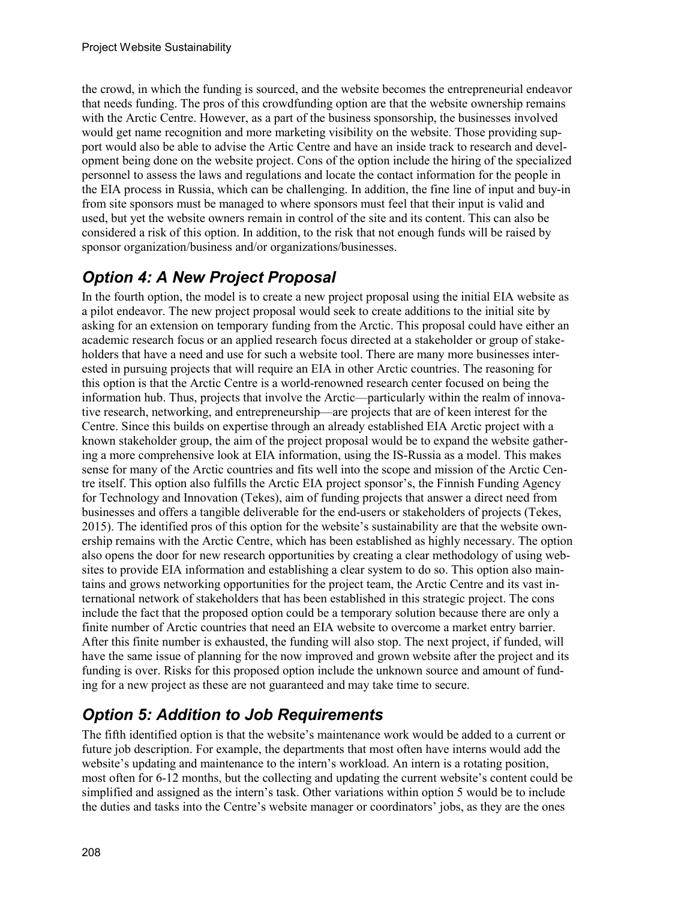the crowd, in which the funding is sourced, and the website becomes the entrepreneurial endeavor that needs funding. The pros of this crowdfunding option are that the website ownership remains with the Arctic Centre. However, as a part of the business sponsorship, the businesses involved would get name recognition and more marketing visibility on the website. Those providing support would also be able to advise the Artic Centre and have an inside track to research and development being done on the website project. Cons of the option include the hiring of the specialized personnel to assess the laws and regulations and locate the contact information for the people in the EIA process in Russia, which can be challenging. In addition, the fine line of input and buy-in from site sponsors must be managed to where sponsors must feel that their input is valid and used, but yet the website owners remain in control of the site and its content. This can also be considered a risk of this option. In addition, to the risk that not enough funds will be raised by sponsor organization/business and/or organizations/businesses.

## *Option 4: A New Project Proposal*

In the fourth option, the model is to create a new project proposal using the initial EIA website as a pilot endeavor. The new project proposal would seek to create additions to the initial site by asking for an extension on temporary funding from the Arctic. This proposal could have either an academic research focus or an applied research focus directed at a stakeholder or group of stakeholders that have a need and use for such a website tool. There are many more businesses interested in pursuing projects that will require an EIA in other Arctic countries. The reasoning for this option is that the Arctic Centre is a world-renowned research center focused on being the information hub. Thus, projects that involve the Arctic—particularly within the realm of innovative research, networking, and entrepreneurship—are projects that are of keen interest for the Centre. Since this builds on expertise through an already established EIA Arctic project with a known stakeholder group, the aim of the project proposal would be to expand the website gathering a more comprehensive look at EIA information, using the IS-Russia as a model. This makes sense for many of the Arctic countries and fits well into the scope and mission of the Arctic Centre itself. This option also fulfills the Arctic EIA project sponsor's, the Finnish Funding Agency for Technology and Innovation (Tekes), aim of funding projects that answer a direct need from businesses and offers a tangible deliverable for the end-users or stakeholders of projects (Tekes, 2015). The identified pros of this option for the website's sustainability are that the website ownership remains with the Arctic Centre, which has been established as highly necessary. The option also opens the door for new research opportunities by creating a clear methodology of using websites to provide EIA information and establishing a clear system to do so. This option also maintains and grows networking opportunities for the project team, the Arctic Centre and its vast international network of stakeholders that has been established in this strategic project. The cons include the fact that the proposed option could be a temporary solution because there are only a finite number of Arctic countries that need an EIA website to overcome a market entry barrier. After this finite number is exhausted, the funding will also stop. The next project, if funded, will have the same issue of planning for the now improved and grown website after the project and its funding is over. Risks for this proposed option include the unknown source and amount of funding for a new project as these are not guaranteed and may take time to secure.

## *Option 5: Addition to Job Requirements*

The fifth identified option is that the website's maintenance work would be added to a current or future job description. For example, the departments that most often have interns would add the website's updating and maintenance to the intern's workload. An intern is a rotating position, most often for 6-12 months, but the collecting and updating the current website's content could be simplified and assigned as the intern's task. Other variations within option 5 would be to include the duties and tasks into the Centre's website manager or coordinators' jobs, as they are the ones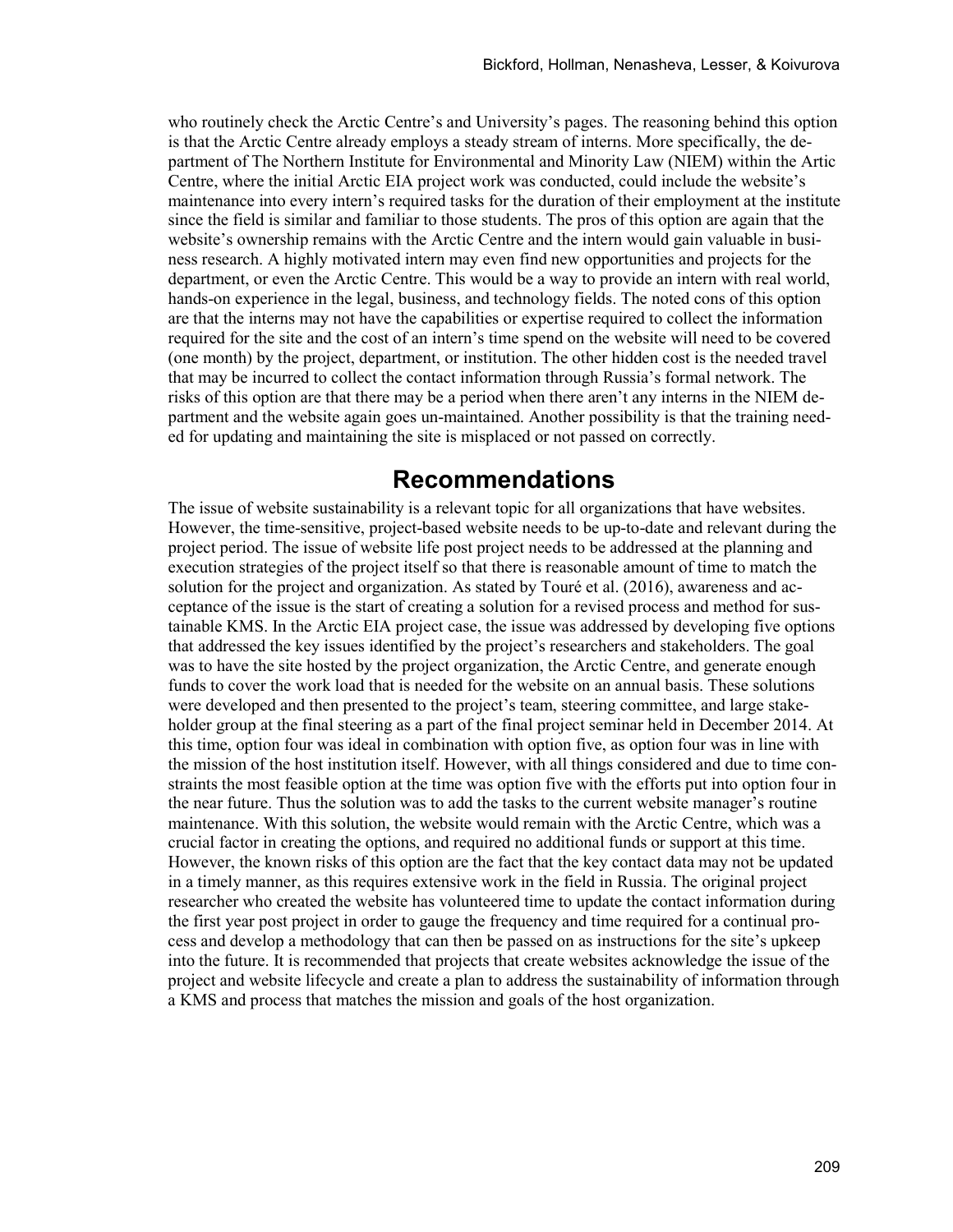who routinely check the Arctic Centre's and University's pages. The reasoning behind this option is that the Arctic Centre already employs a steady stream of interns. More specifically, the department of The Northern Institute for Environmental and Minority Law (NIEM) within the Artic Centre, where the initial Arctic EIA project work was conducted, could include the website's maintenance into every intern's required tasks for the duration of their employment at the institute since the field is similar and familiar to those students. The pros of this option are again that the website's ownership remains with the Arctic Centre and the intern would gain valuable in business research. A highly motivated intern may even find new opportunities and projects for the department, or even the Arctic Centre. This would be a way to provide an intern with real world, hands-on experience in the legal, business, and technology fields. The noted cons of this option are that the interns may not have the capabilities or expertise required to collect the information required for the site and the cost of an intern's time spend on the website will need to be covered (one month) by the project, department, or institution. The other hidden cost is the needed travel that may be incurred to collect the contact information through Russia's formal network. The risks of this option are that there may be a period when there aren't any interns in the NIEM department and the website again goes un-maintained. Another possibility is that the training needed for updating and maintaining the site is misplaced or not passed on correctly.

# Recommendations

The issue of website sustainability is a relevant topic for all organizations that have websites. However, the time-sensitive, project-based website needs to be up-to-date and relevant during the project period. The issue of website life post project needs to be addressed at the planning and execution strategies of the project itself so that there is reasonable amount of time to match the solution for the project and organization. As stated by Touré et al. (2016), awareness and acceptance of the issue is the start of creating a solution for a revised process and method for sustainable KMS. In the Arctic EIA project case, the issue was addressed by developing five options that addressed the key issues identified by the project's researchers and stakeholders. The goal was to have the site hosted by the project organization, the Arctic Centre, and generate enough funds to cover the work load that is needed for the website on an annual basis. These solutions were developed and then presented to the project's team, steering committee, and large stakeholder group at the final steering as a part of the final project seminar held in December 2014. At this time, option four was ideal in combination with option five, as option four was in line with the mission of the host institution itself. However, with all things considered and due to time constraints the most feasible option at the time was option five with the efforts put into option four in the near future. Thus the solution was to add the tasks to the current website manager's routine maintenance. With this solution, the website would remain with the Arctic Centre, which was a crucial factor in creating the options, and required no additional funds or support at this time. However, the known risks of this option are the fact that the key contact data may not be updated in a timely manner, as this requires extensive work in the field in Russia. The original project researcher who created the website has volunteered time to update the contact information during the first year post project in order to gauge the frequency and time required for a continual process and develop a methodology that can then be passed on as instructions for the site's upkeep into the future. It is recommended that projects that create websites acknowledge the issue of the project and website lifecycle and create a plan to address the sustainability of information through a KMS and process that matches the mission and goals of the host organization.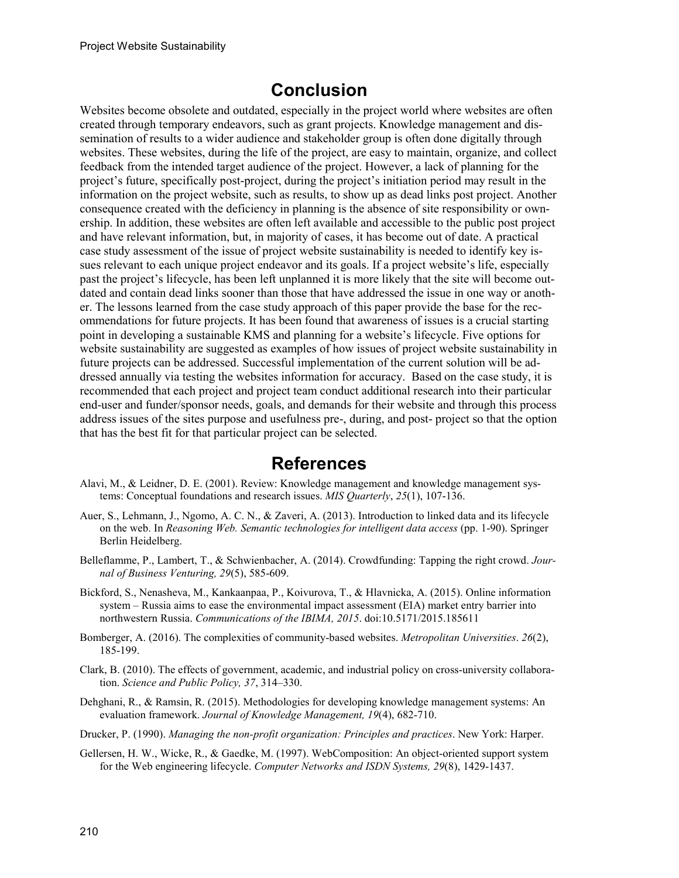## Conclusion

Websites become obsolete and outdated, especially in the project world where websites are often created through temporary endeavors, such as grant projects. Knowledge management and dissemination of results to a wider audience and stakeholder group is often done digitally through websites. These websites, during the life of the project, are easy to maintain, organize, and collect feedback from the intended target audience of the project. However, a lack of planning for the project's future, specifically post-project, during the project's initiation period may result in the information on the project website, such as results, to show up as dead links post project. Another consequence created with the deficiency in planning is the absence of site responsibility or ownership. In addition, these websites are often left available and accessible to the public post project and have relevant information, but, in majority of cases, it has become out of date. A practical case study assessment of the issue of project website sustainability is needed to identify key issues relevant to each unique project endeavor and its goals. If a project website's life, especially past the project's lifecycle, has been left unplanned it is more likely that the site will become outdated and contain dead links sooner than those that have addressed the issue in one way or another. The lessons learned from the case study approach of this paper provide the base for the recommendations for future projects. It has been found that awareness of issues is a crucial starting point in developing a sustainable KMS and planning for a website's lifecycle. Five options for website sustainability are suggested as examples of how issues of project website sustainability in future projects can be addressed. Successful implementation of the current solution will be addressed annually via testing the websites information for accuracy. Based on the case study, it is recommended that each project and project team conduct additional research into their particular end-user and funder/sponsor needs, goals, and demands for their website and through this process address issues of the sites purpose and usefulness pre-, during, and post- project so that the option that has the best fit for that particular project can be selected.

## References

Alavi, M., & Leidner, D. E. (2001). Review: Knowledge management and knowledge management systems: Conceptual foundations and research issues. *MIS Quarterly*, *25*(1), 107-136.

Auer, S., Lehmann, J., Ngomo, A. C. N., & Zaveri, A. (2013). Introduction to linked data and its lifecycle on the web. In *Reasoning Web. Semantic technologies for intelligent data access* (pp. 1-90). Springer Berlin Heidelberg.

Belleflamme, P., Lambert, T., & Schwienbacher, A. (2014). Crowdfunding: Tapping the right crowd. *Journal of Business Venturing, 29*(5), 585-609.

Bickford, S., Nenasheva, M., Kankaanpaa, P., Koivurova, T., & Hlavnicka, A. (2015). Online information system – Russia aims to ease the environmental impact assessment (EIA) market entry barrier into northwestern Russia. *Communications of the IBIMA, 2015*. doi:10.5171/2015.185611

Bomberger, A. (2016). The complexities of community-based websites. *Metropolitan Universities*. *26*(2), 185-199.

Clark, B. (2010). The effects of government, academic, and industrial policy on cross-university collaboration. *Science and Public Policy, 37*, 314–330.

Dehghani, R., & Ramsin, R. (2015). Methodologies for developing knowledge management systems: An evaluation framework. *Journal of Knowledge Management, 19*(4), 682-710.

Drucker, P. (1990). *Managing the non-profit organization: Principles and practices*. New York: Harper.

Gellersen, H. W., Wicke, R., & Gaedke, M. (1997). WebComposition: An object-oriented support system for the Web engineering lifecycle. *Computer Networks and ISDN Systems, 29*(8), 1429-1437.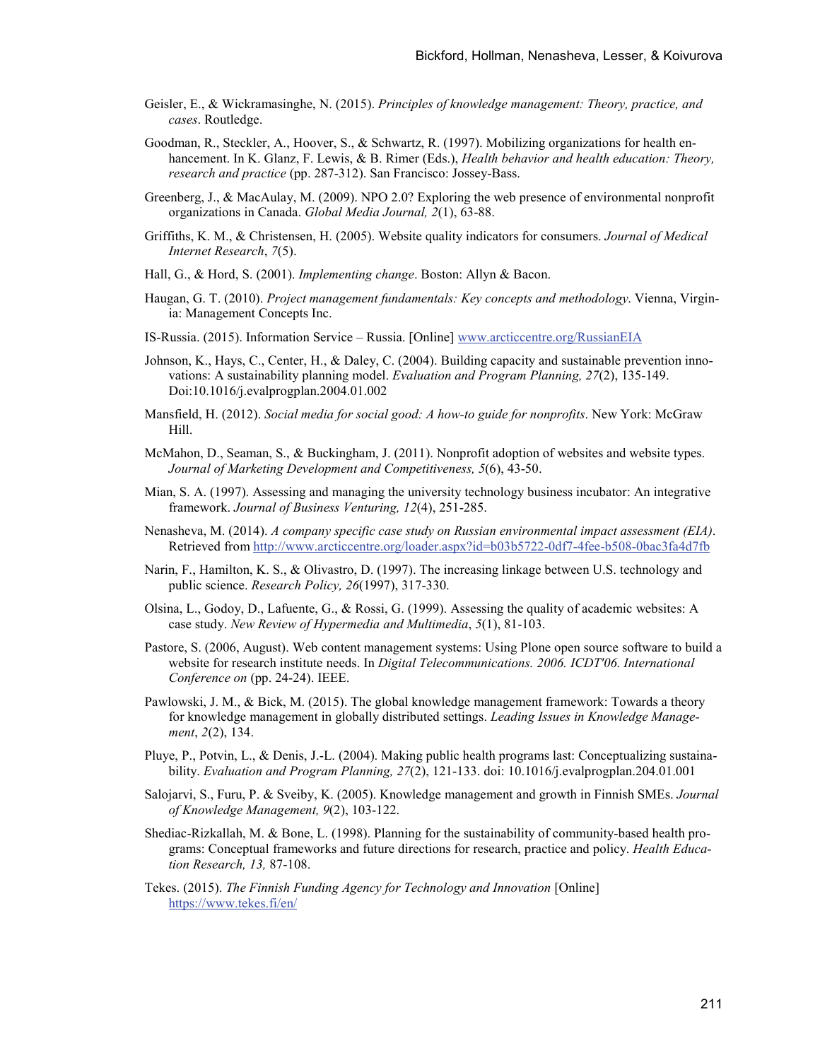Geisler, E., & Wickramasinghe, N. (2015). *Principles of knowledge management: Theory, practice, and cases*. Routledge.

Goodman, R., Steckler, A., Hoover, S., & Schwartz, R. (1997). Mobilizing organizations for health enhancement. In K. Glanz, F. Lewis, & B. Rimer (Eds.), *Health behavior and health education: Theory, research and practice* (pp. 287-312). San Francisco: Jossey-Bass.

Greenberg, J., & MacAulay, M. (2009). NPO 2.0? Exploring the web presence of environmental nonprofit organizations in Canada. *Global Media Journal, 2*(1), 63-88.

Griffiths, K. M., & Christensen, H. (2005). Website quality indicators for consumers. *Journal of Medical Internet Research*, *7*(5).

Hall, G., & Hord, S. (2001). *Implementing change*. Boston: Allyn & Bacon.

Haugan, G. T. (2010). *Project management fundamentals: Key concepts and methodology*. Vienna, Virginia: Management Concepts Inc.

IS-Russia. (2015). Information Service – Russia. [Online] www.arcticcentre.org/RussianEIA

Johnson, K., Hays, C., Center, H., & Daley, C. (2004). Building capacity and sustainable prevention innovations: A sustainability planning model. *Evaluation and Program Planning, 27*(2), 135-149. Doi:10.1016/j.evalprogplan.2004.01.002

Mansfield, H. (2012). *Social media for social good: A how-to guide for nonprofits*. New York: McGraw Hill.

McMahon, D., Seaman, S., & Buckingham, J. (2011). Nonprofit adoption of websites and website types. *Journal of Marketing Development and Competitiveness, 5*(6), 43-50.

Mian, S. A. (1997). Assessing and managing the university technology business incubator: An integrative framework. *Journal of Business Venturing, 12*(4), 251-285.

Nenasheva, M. (2014). *A company specific case study on Russian environmental impact assessment (EIA)*. Retrieved from http://www.arcticcentre.org/loader.aspx?id=b03b5722-0df7-4fee-b508-0bac3fa4d7fb

Narin, F., Hamilton, K. S., & Olivastro, D. (1997). The increasing linkage between U.S. technology and public science. *Research Policy, 26*(1997), 317-330.

Olsina, L., Godoy, D., Lafuente, G., & Rossi, G. (1999). Assessing the quality of academic websites: A case study. *New Review of Hypermedia and Multimedia*, *5*(1), 81-103.

Pastore, S. (2006, August). Web content management systems: Using Plone open source software to build a website for research institute needs. In *Digital Telecommunications. 2006. ICDT'06. International Conference on* (pp. 24-24). IEEE.

Pawlowski, J. M., & Bick, M. (2015). The global knowledge management framework: Towards a theory for knowledge management in globally distributed settings. *Leading Issues in Knowledge Management*, *2*(2), 134.

Pluye, P., Potvin, L., & Denis, J.-L. (2004). Making public health programs last: Conceptualizing sustainability. *Evaluation and Program Planning, 27*(2), 121-133. doi: 10.1016/j.evalprogplan.204.01.001

Salojarvi, S., Furu, P. & Sveiby, K. (2005). Knowledge management and growth in Finnish SMEs. *Journal of Knowledge Management, 9*(2), 103-122.

Shediac-Rizkallah, M. & Bone, L. (1998). Planning for the sustainability of community-based health programs: Conceptual frameworks and future directions for research, practice and policy. *Health Education Research, 13,* 87-108.

Tekes. (2015). *The Finnish Funding Agency for Technology and Innovation* [Online] https://www.tekes.fi/en/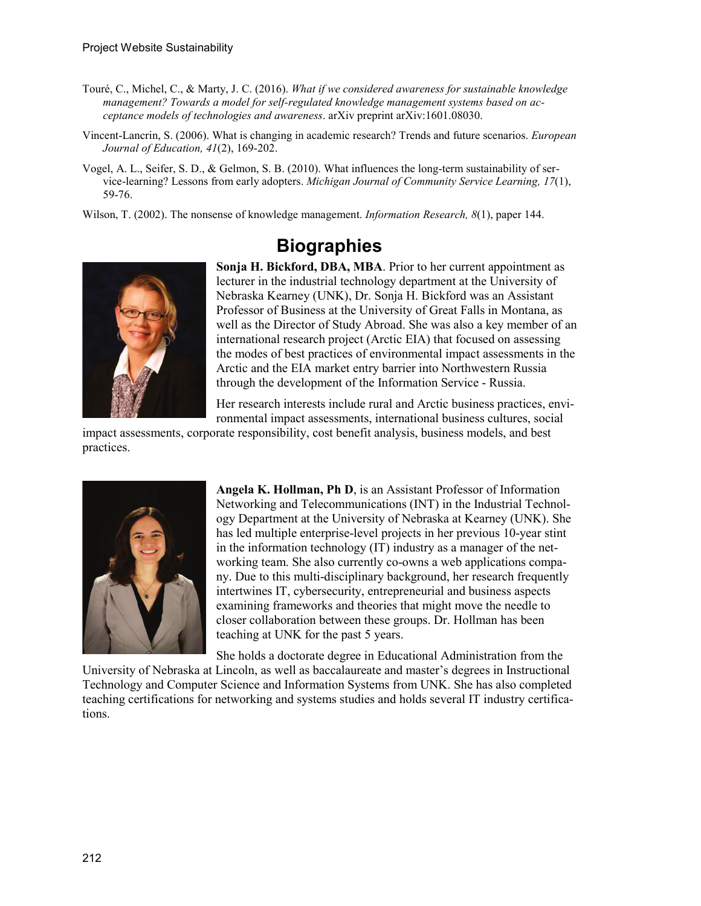Touré, C., Michel, C., & Marty, J. C. (2016). *What if we considered awareness for sustainable knowledge management? Towards a model for self-regulated knowledge management systems based on acceptance models of technologies and awareness*. arXiv preprint arXiv:1601.08030.

Vincent-Lancrin, S. (2006). What is changing in academic research? Trends and future scenarios. *European Journal of Education, 41*(2), 169-202.

Vogel, A. L., Seifer, S. D., & Gelmon, S. B. (2010). What influences the long-term sustainability of service-learning? Lessons from early adopters. *Michigan Journal of Community Service Learning, 17*(1), 59-76.

Wilson, T. (2002). The nonsense of knowledge management. *Information Research, 8*(1), paper 144.

# Biographies

**Sonja H. Bickford, DBA, MBA**. Prior to her current appointment as lecturer in the industrial technology department at the University of Nebraska Kearney (UNK), Dr. Sonja H. Bickford was an Assistant Professor of Business at the University of Great Falls in Montana, as well as the Director of Study Abroad. She was also a key member of an international research project (Arctic EIA) that focused on assessing the modes of best practices of environmental impact assessments in the Arctic and the EIA market entry barrier into Northwestern Russia through the development of the Information Service - Russia.

Her research interests include rural and Arctic business practices, environmental impact assessments, international business cultures, social impact assessments, corporate responsibility, cost benefit analysis, business models, and best practices.

**Angela K. Hollman, Ph D**, is an Assistant Professor of Information Networking and Telecommunications (INT) in the Industrial Technology Department at the University of Nebraska at Kearney (UNK). She has led multiple enterprise-level projects in her previous 10-year stint in the information technology (IT) industry as a manager of the networking team. She also currently co-owns a web applications company. Due to this multi-disciplinary background, her research frequently intertwines IT, cybersecurity, entrepreneurial and business aspects examining frameworks and theories that might move the needle to closer collaboration between these groups. Dr. Hollman has been teaching at UNK for the past 5 years.

She holds a doctorate degree in Educational Administration from the University of Nebraska at Lincoln, as well as baccalaureate and master's degrees in Instructional Technology and Computer Science and Information Systems from UNK. She has also completed teaching certifications for networking and systems studies and holds several IT industry certifications.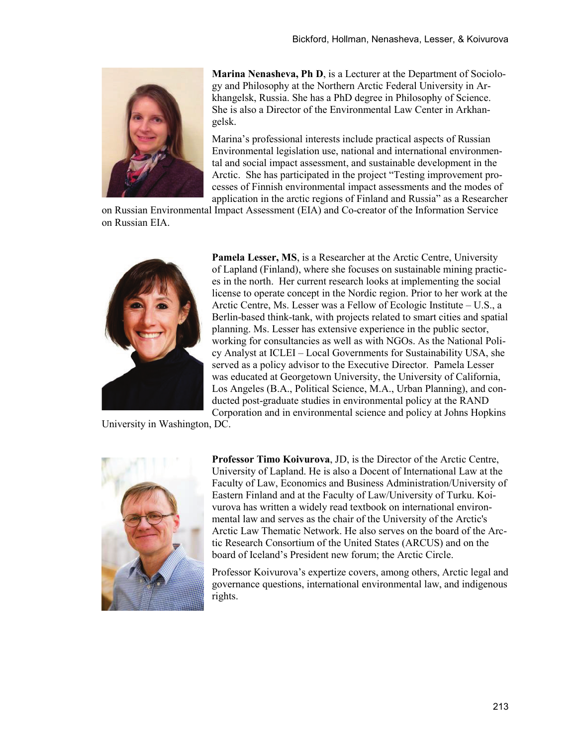**Marina Nenasheva, Ph D**, is a Lecturer at the Department of Sociology and Philosophy at the Northern Arctic Federal University in Arkhangelsk, Russia. She has a PhD degree in Philosophy of Science. She is also a Director of the Environmental Law Center in Arkhangelsk.

Marina's professional interests include practical aspects of Russian Environmental legislation use, national and international environmental and social impact assessment, and sustainable development in the Arctic. She has participated in the project "Testing improvement processes of Finnish environmental impact assessments and the modes of application in the arctic regions of Finland and Russia" as a Researcher on Russian Environmental Impact Assessment (EIA) and Co-creator of the Information Service on Russian EIA.

**Pamela Lesser, MS**, is a Researcher at the Arctic Centre, University of Lapland (Finland), where she focuses on sustainable mining practices in the north. Her current research looks at implementing the social license to operate concept in the Nordic region. Prior to her work at the Arctic Centre, Ms. Lesser was a Fellow of Ecologic Institute – U.S., a Berlin-based think-tank, with projects related to smart cities and spatial planning. Ms. Lesser has extensive experience in the public sector, working for consultancies as well as with NGOs. As the National Policy Analyst at ICLEI – Local Governments for Sustainability USA, she served as a policy advisor to the Executive Director. Pamela Lesser was educated at Georgetown University, the University of California, Los Angeles (B.A., Political Science, M.A., Urban Planning), and conducted post-graduate studies in environmental policy at the RAND Corporation and in environmental science and policy at Johns Hopkins University in Washington, DC.

**Professor Timo Koivurova**, JD, is the Director of the Arctic Centre, University of Lapland. He is also a Docent of International Law at the Faculty of Law, Economics and Business Administration/University of Eastern Finland and at the Faculty of Law/University of Turku. Koivurova has written a widely read textbook on international environmental law and serves as the chair of the University of the Arctic's Arctic Law Thematic Network. He also serves on the board of the Arctic Research Consortium of the United States (ARCUS) and on the board of Iceland's President new forum; the Arctic Circle.

Professor Koivurova's expertize covers, among others, Arctic legal and governance questions, international environmental law, and indigenous rights.